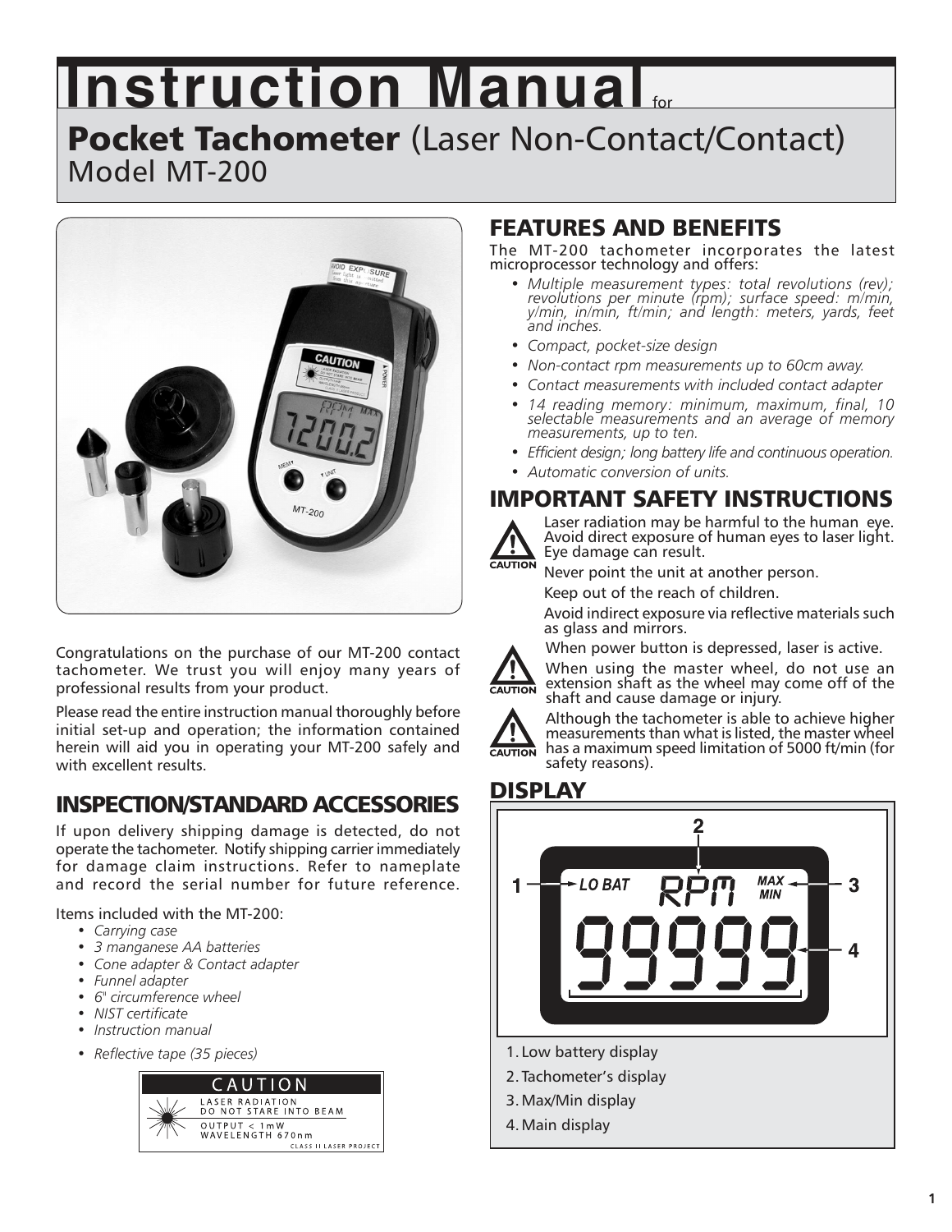# Instruction Manual for

## Pocket Tachometer (Laser Non-Contact/Contact)
Model MT-200

Congratulations on the purchase of our MT-200 contact tachometer. We trust you will enjoy many years of professional results from your product.

Please read the entire instruction manual thoroughly before initial set-up and operation; the information contained herein will aid you in operating your MT-200 safely and with excellent results.

## INSPECTION/STANDARD ACCESSORIES

If upon delivery shipping damage is detected, do not operate the tachometer. Notify shipping carrier immediately for damage claim instructions. Refer to nameplate and record the serial number for future reference.

Items included with the MT-200:

- *Carrying case*
- *3 manganese AA batteries*
- *Cone adapter & Contact adapter*
- *Funnel adapter*
- *6" circumference wheel*
- *NIST certificate*
- *Instruction manual*
- *Reflective tape (35 pieces)*

CAUTION
LASER RADIATION
DO NOT STARE INTO BEAM
OUTPUT < 1mW
WAVELENGTH 670nm
CLASS II LASER PROJECT

## FEATURES AND BENEFITS

The MT-200 tachometer incorporates the latest microprocessor technology and offers:

- *Multiple measurement types: total revolutions (rev); revolutions per minute (rpm); surface speed: m/min, y/min, in/min, ft/min; and length: meters, yards, feet and inches.*
- *Compact, pocket-size design*
- *Non-contact rpm measurements up to 60cm away.*
- *Contact measurements with included contact adapter*
- *14 reading memory: minimum, maximum, final, 10 selectable measurements and an average of memory measurements, up to ten.*
- *Efficient design; long battery life and continuous operation.*
- *Automatic conversion of units.*

## IMPORTANT SAFETY INSTRUCTIONS

**CAUTION** Laser radiation may be harmful to the human eye. Avoid direct exposure of human eyes to laser light. Eye damage can result.

Never point the unit at another person.

Keep out of the reach of children.

Avoid indirect exposure via reflective materials such as glass and mirrors.

When power button is depressed, laser is active.

**CAUTION** When using the master wheel, do not use an extension shaft as the wheel may come off of the shaft and cause damage or injury.

**CAUTION** Although the tachometer is able to achieve higher measurements than what is listed, the master wheel has a maximum speed limitation of 5000 ft/min (for safety reasons).

## DISPLAY

1. Low battery display
2. Tachometer's display
3. Max/Min display
4. Main display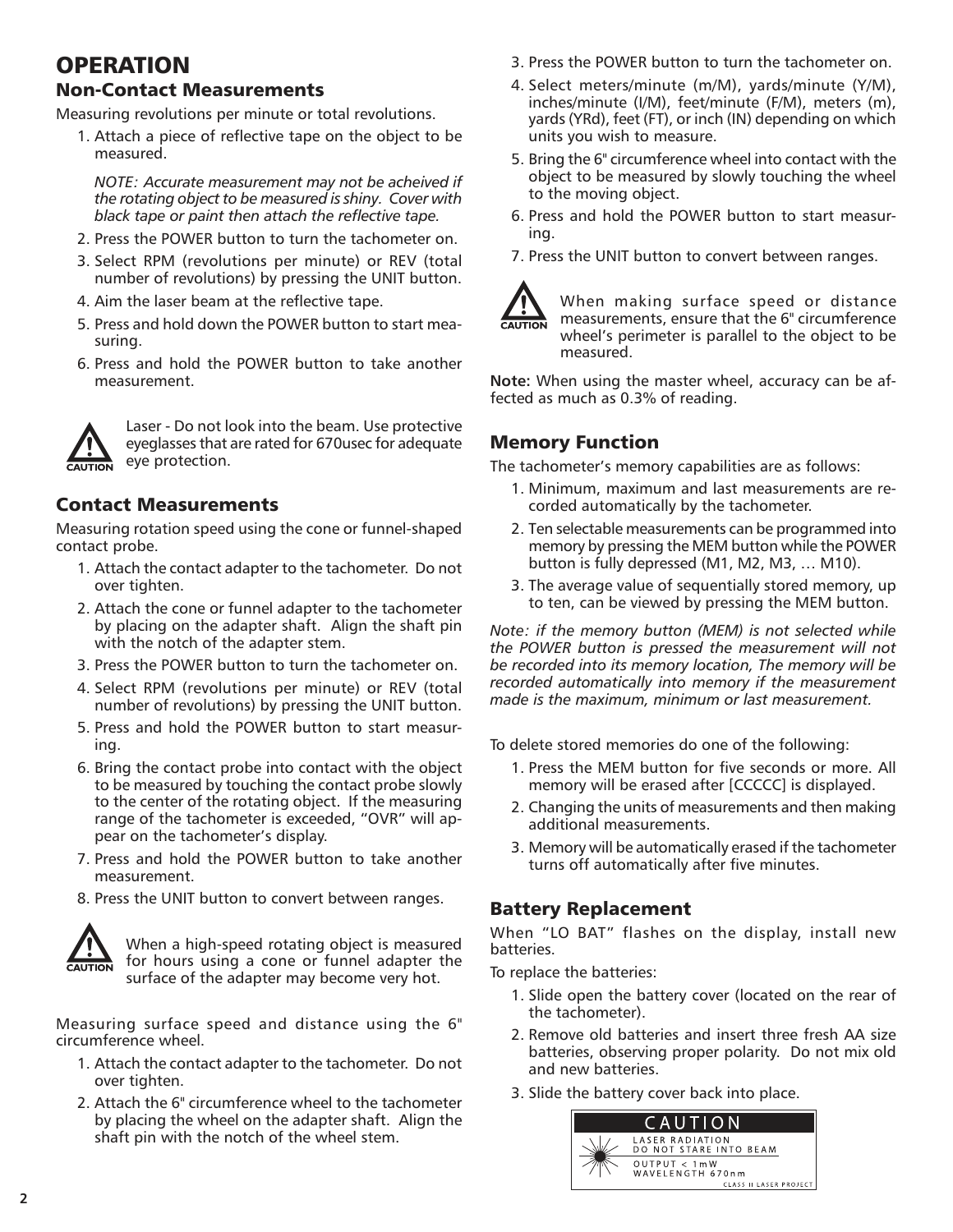# OPERATION

## Non-Contact Measurements

Measuring revolutions per minute or total revolutions.

1. Attach a piece of reflective tape on the object to be measured.

   *NOTE: Accurate measurement may not be acheived if the rotating object to be measured is shiny. Cover with black tape or paint then attach the reflective tape.*

2. Press the POWER button to turn the tachometer on.
3. Select RPM (revolutions per minute) or REV (total number of revolutions) by pressing the UNIT button.
4. Aim the laser beam at the reflective tape.
5. Press and hold down the POWER button to start measuring.
6. Press and hold the POWER button to take another measurement.

**CAUTION** Laser - Do not look into the beam. Use protective eyeglasses that are rated for 670usec for adequate eye protection.

## Contact Measurements

Measuring rotation speed using the cone or funnel-shaped contact probe.

1. Attach the contact adapter to the tachometer. Do not over tighten.
2. Attach the cone or funnel adapter to the tachometer by placing on the adapter shaft. Align the shaft pin with the notch of the adapter stem.
3. Press the POWER button to turn the tachometer on.
4. Select RPM (revolutions per minute) or REV (total number of revolutions) by pressing the UNIT button.
5. Press and hold the POWER button to start measuring.
6. Bring the contact probe into contact with the object to be measured by touching the contact probe slowly to the center of the rotating object. If the measuring range of the tachometer is exceeded, “OVR” will appear on the tachometer’s display.
7. Press and hold the POWER button to take another measurement.
8. Press the UNIT button to convert between ranges.

**CAUTION** When a high-speed rotating object is measured for hours using a cone or funnel adapter the surface of the adapter may become very hot.

Measuring surface speed and distance using the 6" circumference wheel.

1. Attach the contact adapter to the tachometer. Do not over tighten.
2. Attach the 6" circumference wheel to the tachometer by placing the wheel on the adapter shaft. Align the shaft pin with the notch of the wheel stem.
3. Press the POWER button to turn the tachometer on.
4. Select meters/minute (m/M), yards/minute (Y/M), inches/minute (I/M), feet/minute (F/M), meters (m), yards (YRd), feet (FT), or inch (IN) depending on which units you wish to measure.
5. Bring the 6" circumference wheel into contact with the object to be measured by slowly touching the wheel to the moving object.
6. Press and hold the POWER button to start measuring.
7. Press the UNIT button to convert between ranges.

**CAUTION** When making surface speed or distance measurements, ensure that the 6" circumference wheel’s perimeter is parallel to the object to be measured.

**Note:** When using the master wheel, accuracy can be affected as much as 0.3% of reading.

## Memory Function

The tachometer’s memory capabilities are as follows:

1. Minimum, maximum and last measurements are recorded automatically by the tachometer.
2. Ten selectable measurements can be programmed into memory by pressing the MEM button while the POWER button is fully depressed (M1, M2, M3, … M10).
3. The average value of sequentially stored memory, up to ten, can be viewed by pressing the MEM button.

*Note: if the memory button (MEM) is not selected while the POWER button is pressed the measurement will not be recorded into its memory location, The memory will be recorded automatically into memory if the measurement made is the maximum, minimum or last measurement.*

To delete stored memories do one of the following:

1. Press the MEM button for five seconds or more. All memory will be erased after [CCCCC] is displayed.
2. Changing the units of measurements and then making additional measurements.
3. Memory will be automatically erased if the tachometer turns off automatically after five minutes.

## Battery Replacement

When “LO BAT” flashes on the display, install new batteries.

To replace the batteries:

1. Slide open the battery cover (located on the rear of the tachometer).
2. Remove old batteries and insert three fresh AA size batteries, observing proper polarity. Do not mix old and new batteries.
3. Slide the battery cover back into place.

CAUTION
LASER RADIATION
DO NOT STARE INTO BEAM
OUTPUT < 1mW
WAVELENGTH 670nm
CLASS II LASER PROJECT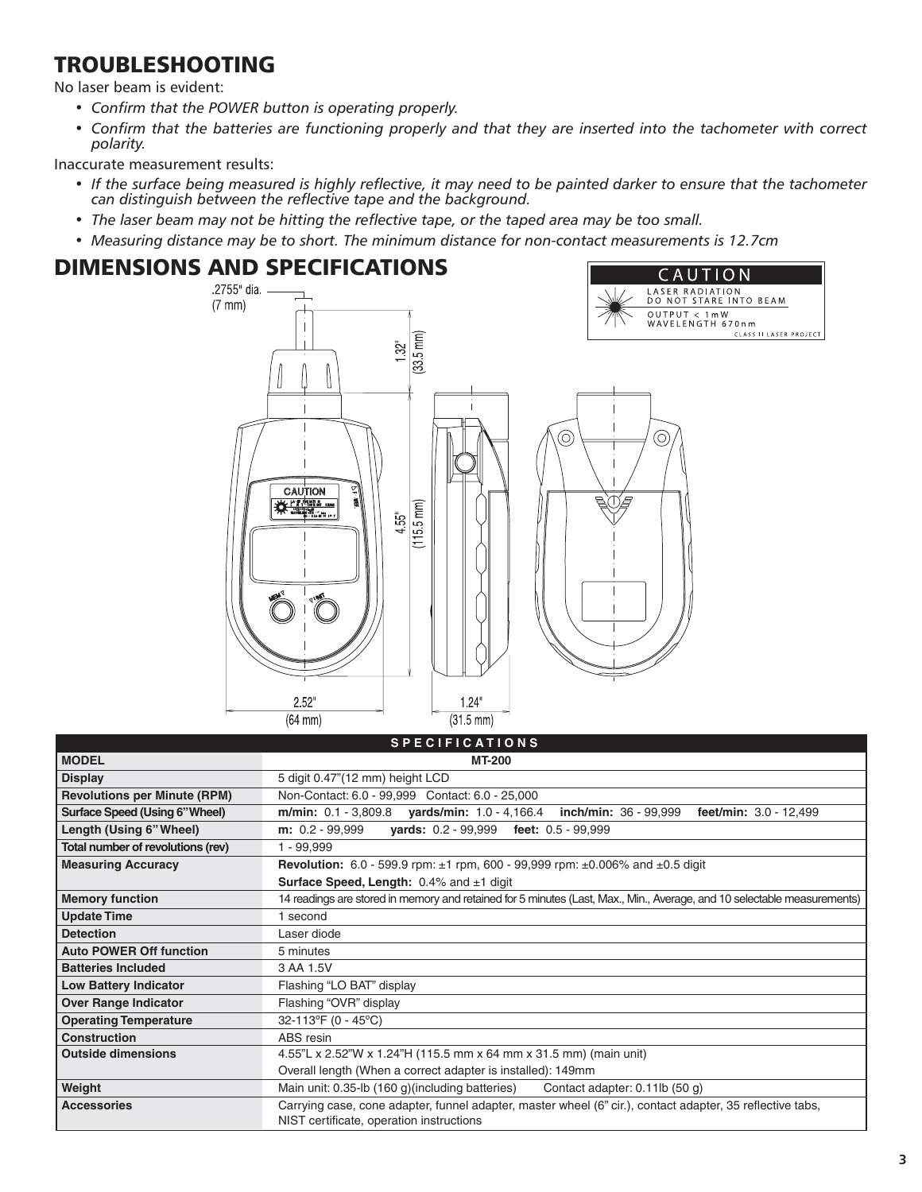# TROUBLESHOOTING

No laser beam is evident:

- *Confirm that the POWER button is operating properly.*
- *Confirm that the batteries are functioning properly and that they are inserted into the tachometer with correct polarity.*

Inaccurate measurement results:

- *If the surface being measured is highly reflective, it may need to be painted darker to ensure that the tachometer can distinguish between the reflective tape and the background.*
- *The laser beam may not be hitting the reflective tape, or the taped area may be too small.*
- *Measuring distance may be to short. The minimum distance for non-contact measurements is 12.7cm*

# DIMENSIONS AND SPECIFICATIONS

CAUTION
LASER RADIATION
DO NOT STARE INTO BEAM
OUTPUT < 1mW
WAVELENGTH 670nm
CLASS II LASER PROJECT

.2755" dia. (7 mm)
1.32" (33.5 mm)
4.55" (115.5 mm)
2.52" (64 mm)
1.24" (31.5 mm)

| SPECIFICATIONS | |
|---|---|
| **MODEL** | **MT-200** |
| **Display** | 5 digit 0.47"(12 mm) height LCD |
| **Revolutions per Minute (RPM)** | Non-Contact: 6.0 - 99,999 Contact: 6.0 - 25,000 |
| **Surface Speed (Using 6" Wheel)** | **m/min:** 0.1 - 3,809.8 **yards/min:** 1.0 - 4,166.4 **inch/min:** 36 - 99,999 **feet/min:** 3.0 - 12,499 |
| **Length (Using 6" Wheel)** | **m:** 0.2 - 99,999 **yards:** 0.2 - 99,999 **feet:** 0.5 - 99,999 |
| **Total number of revolutions (rev)** | 1 - 99,999 |
| **Measuring Accuracy** | **Revolution:** 6.0 - 599.9 rpm: ±1 rpm, 600 - 99,999 rpm: ±0.006% and ±0.5 digit<br>**Surface Speed, Length:** 0.4% and ±1 digit |
| **Memory function** | 14 readings are stored in memory and retained for 5 minutes (Last, Max., Min., Average, and 10 selectable measurements) |
| **Update Time** | 1 second |
| **Detection** | Laser diode |
| **Auto POWER Off function** | 5 minutes |
| **Batteries Included** | 3 AA 1.5V |
| **Low Battery Indicator** | Flashing "LO BAT" display |
| **Over Range Indicator** | Flashing "OVR" display |
| **Operating Temperature** | 32-113°F (0 - 45°C) |
| **Construction** | ABS resin |
| **Outside dimensions** | 4.55"L x 2.52"W x 1.24"H (115.5 mm x 64 mm x 31.5 mm) (main unit)<br>Overall length (When a correct adapter is installed): 149mm |
| **Weight** | Main unit: 0.35-lb (160 g)(including batteries) Contact adapter: 0.11lb (50 g) |
| **Accessories** | Carrying case, cone adapter, funnel adapter, master wheel (6" cir.), contact adapter, 35 reflective tabs, NIST certificate, operation instructions |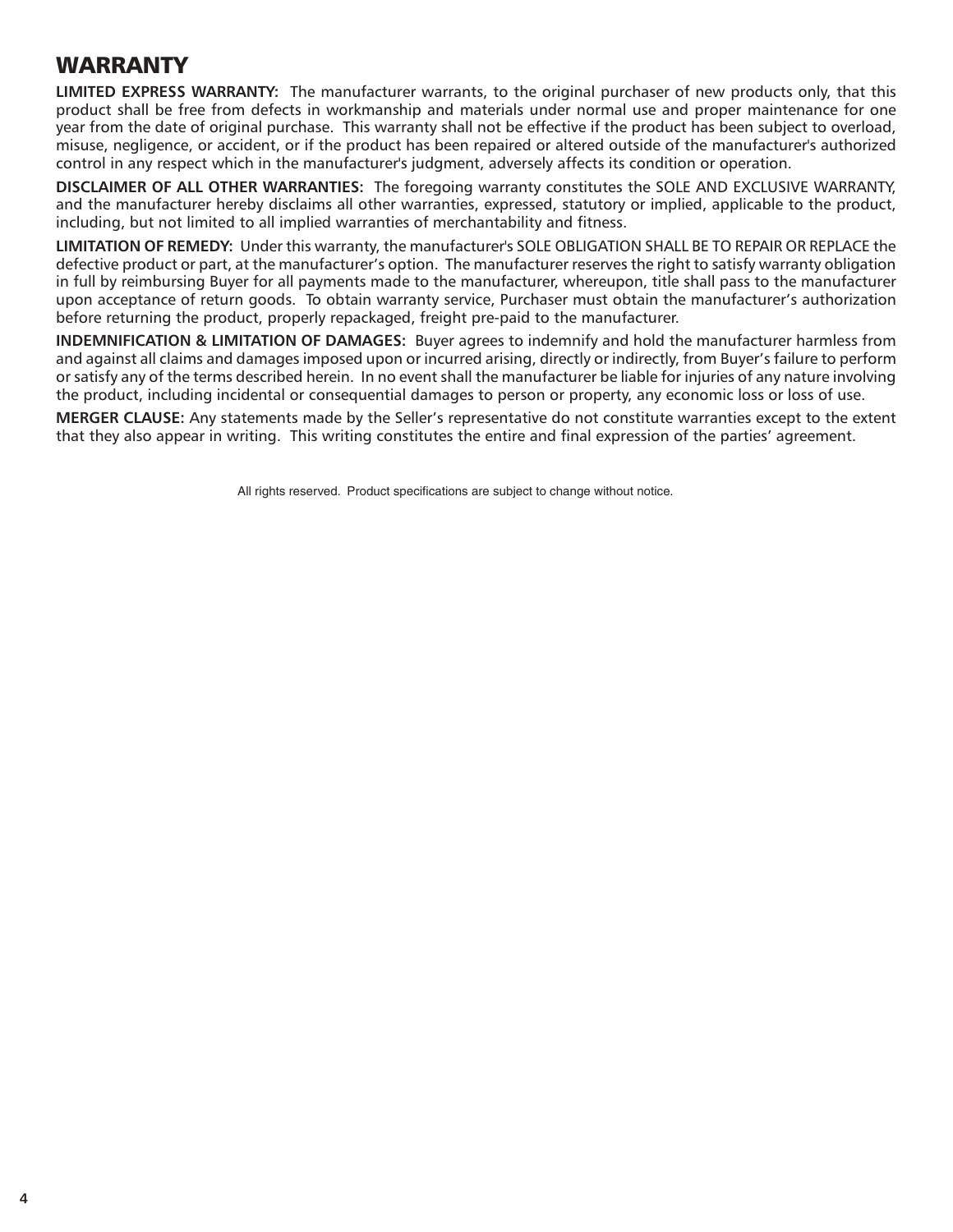# WARRANTY

**LIMITED EXPRESS WARRANTY:** The manufacturer warrants, to the original purchaser of new products only, that this product shall be free from defects in workmanship and materials under normal use and proper maintenance for one year from the date of original purchase. This warranty shall not be effective if the product has been subject to overload, misuse, negligence, or accident, or if the product has been repaired or altered outside of the manufacturer's authorized control in any respect which in the manufacturer's judgment, adversely affects its condition or operation.

**DISCLAIMER OF ALL OTHER WARRANTIES:** The foregoing warranty constitutes the SOLE AND EXCLUSIVE WARRANTY, and the manufacturer hereby disclaims all other warranties, expressed, statutory or implied, applicable to the product, including, but not limited to all implied warranties of merchantability and fitness.

**LIMITATION OF REMEDY:** Under this warranty, the manufacturer's SOLE OBLIGATION SHALL BE TO REPAIR OR REPLACE the defective product or part, at the manufacturer's option. The manufacturer reserves the right to satisfy warranty obligation in full by reimbursing Buyer for all payments made to the manufacturer, whereupon, title shall pass to the manufacturer upon acceptance of return goods. To obtain warranty service, Purchaser must obtain the manufacturer's authorization before returning the product, properly repackaged, freight pre-paid to the manufacturer.

**INDEMNIFICATION & LIMITATION OF DAMAGES:** Buyer agrees to indemnify and hold the manufacturer harmless from and against all claims and damages imposed upon or incurred arising, directly or indirectly, from Buyer's failure to perform or satisfy any of the terms described herein. In no event shall the manufacturer be liable for injuries of any nature involving the product, including incidental or consequential damages to person or property, any economic loss or loss of use.

**MERGER CLAUSE:** Any statements made by the Seller's representative do not constitute warranties except to the extent that they also appear in writing. This writing constitutes the entire and final expression of the parties' agreement.

All rights reserved. Product specifications are subject to change without notice.